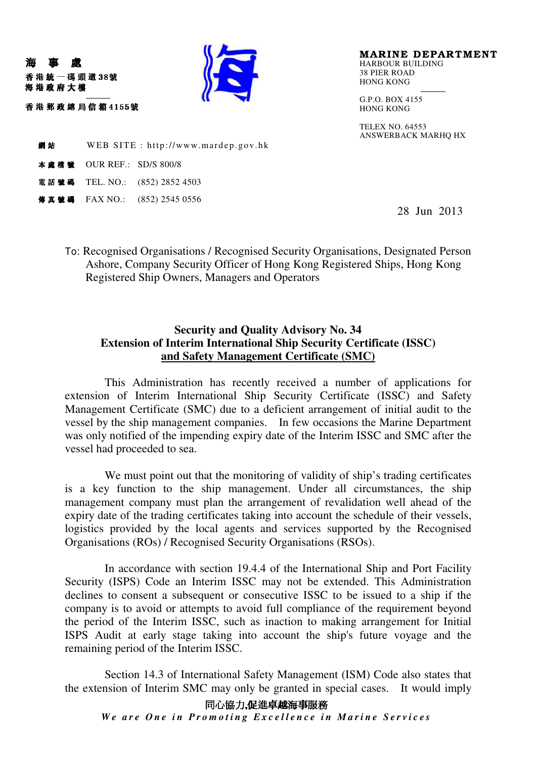海 事 處
香港統一碼頭道38號
海港政府大樓

香港郵政總局信箱4155號

**MARINE DEPARTMENT**
HARBOUR BUILDING
38 PIER ROAD
HONG KONG

G.P.O. BOX 4155
HONG KONG

TELEX NO. 64553
ANSWERBACK MARHQ HX

網站 WEB SITE : http://www.mardep.gov.hk

本處檔號 OUR REF.: SD/S 800/8

電話號碼 TEL. NO.: (852) 2852 4503

傳真號碼 FAX NO.: (852) 2545 0556

28 Jun 2013

To: Recognised Organisations / Recognised Security Organisations, Designated Person Ashore, Company Security Officer of Hong Kong Registered Ships, Hong Kong Registered Ship Owners, Managers and Operators

## Security and Quality Advisory No. 34
## Extension of Interim International Ship Security Certificate (ISSC) and Safety Management Certificate (SMC)

This Administration has recently received a number of applications for extension of Interim International Ship Security Certificate (ISSC) and Safety Management Certificate (SMC) due to a deficient arrangement of initial audit to the vessel by the ship management companies. In few occasions the Marine Department was only notified of the impending expiry date of the Interim ISSC and SMC after the vessel had proceeded to sea.

We must point out that the monitoring of validity of ship's trading certificates is a key function to the ship management. Under all circumstances, the ship management company must plan the arrangement of revalidation well ahead of the expiry date of the trading certificates taking into account the schedule of their vessels, logistics provided by the local agents and services supported by the Recognised Organisations (ROs) / Recognised Security Organisations (RSOs).

In accordance with section 19.4.4 of the International Ship and Port Facility Security (ISPS) Code an Interim ISSC may not be extended. This Administration declines to consent a subsequent or consecutive ISSC to be issued to a ship if the company is to avoid or attempts to avoid full compliance of the requirement beyond the period of the Interim ISSC, such as inaction to making arrangement for Initial ISPS Audit at early stage taking into account the ship's future voyage and the remaining period of the Interim ISSC.

Section 14.3 of International Safety Management (ISM) Code also states that the extension of Interim SMC may only be granted in special cases. It would imply

同心協力,促進卓越海事服務
*We are One in Promoting Excellence in Marine Services*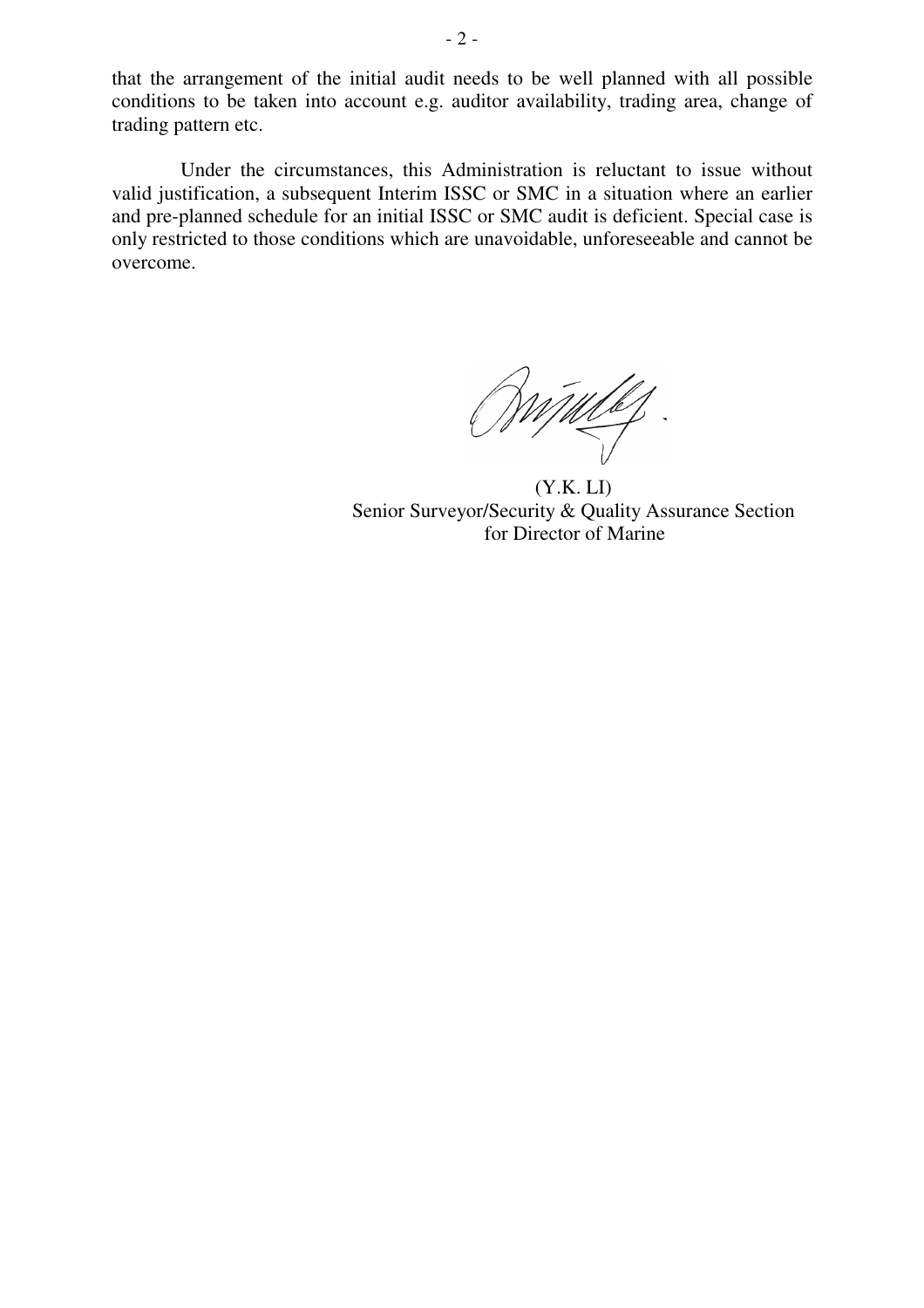that the arrangement of the initial audit needs to be well planned with all possible conditions to be taken into account e.g. auditor availability, trading area, change of trading pattern etc.

Under the circumstances, this Administration is reluctant to issue without valid justification, a subsequent Interim ISSC or SMC in a situation where an earlier and pre-planned schedule for an initial ISSC or SMC audit is deficient. Special case is only restricted to those conditions which are unavoidable, unforeseeable and cannot be overcome.

(Y.K. LI)
Senior Surveyor/Security & Quality Assurance Section
for Director of Marine